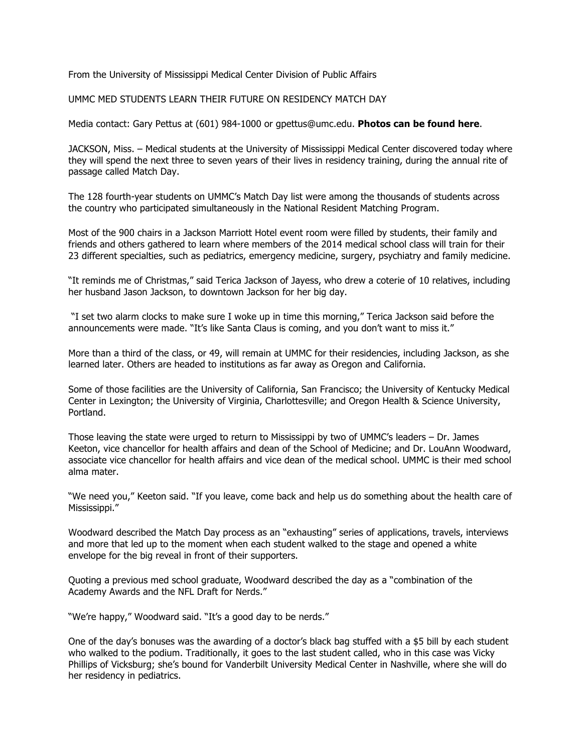From the University of Mississippi Medical Center Division of Public Affairs

UMMC MED STUDENTS LEARN THEIR FUTURE ON RESIDENCY MATCH DAY

Media contact: Gary Pettus at (601) 984-1000 or gpettus@umc.edu. **Photos can be found here**.

JACKSON, Miss. – Medical students at the University of Mississippi Medical Center discovered today where they will spend the next three to seven years of their lives in residency training, during the annual rite of passage called Match Day.

The 128 fourth-year students on UMMC's Match Day list were among the thousands of students across the country who participated simultaneously in the National Resident Matching Program.

Most of the 900 chairs in a Jackson Marriott Hotel event room were filled by students, their family and friends and others gathered to learn where members of the 2014 medical school class will train for their 23 different specialties, such as pediatrics, emergency medicine, surgery, psychiatry and family medicine.

"It reminds me of Christmas," said Terica Jackson of Jayess, who drew a coterie of 10 relatives, including her husband Jason Jackson, to downtown Jackson for her big day.

"I set two alarm clocks to make sure I woke up in time this morning," Terica Jackson said before the announcements were made. "It's like Santa Claus is coming, and you don't want to miss it."

More than a third of the class, or 49, will remain at UMMC for their residencies, including Jackson, as she learned later. Others are headed to institutions as far away as Oregon and California.

Some of those facilities are the University of California, San Francisco; the University of Kentucky Medical Center in Lexington; the University of Virginia, Charlottesville; and Oregon Health & Science University, Portland.

Those leaving the state were urged to return to Mississippi by two of UMMC's leaders – Dr. James Keeton, vice chancellor for health affairs and dean of the School of Medicine; and Dr. LouAnn Woodward, associate vice chancellor for health affairs and vice dean of the medical school. UMMC is their med school alma mater.

"We need you," Keeton said. "If you leave, come back and help us do something about the health care of Mississippi."

Woodward described the Match Day process as an "exhausting" series of applications, travels, interviews and more that led up to the moment when each student walked to the stage and opened a white envelope for the big reveal in front of their supporters.

Quoting a previous med school graduate, Woodward described the day as a "combination of the Academy Awards and the NFL Draft for Nerds."

"We're happy," Woodward said. "It's a good day to be nerds."

One of the day's bonuses was the awarding of a doctor's black bag stuffed with a $5 bill by each student who walked to the podium. Traditionally, it goes to the last student called, who in this case was Vicky Phillips of Vicksburg; she's bound for Vanderbilt University Medical Center in Nashville, where she will do her residency in pediatrics.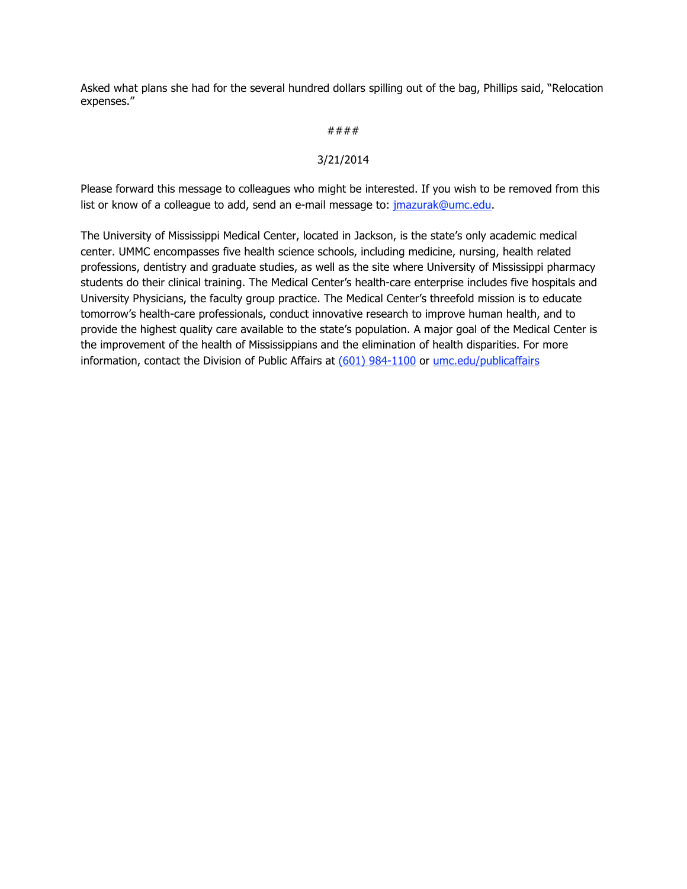Asked what plans she had for the several hundred dollars spilling out of the bag, Phillips said, "Relocation expenses."

####

3/21/2014

Please forward this message to colleagues who might be interested. If you wish to be removed from this list or know of a colleague to add, send an e-mail message to: [jmazurak@umc.edu](mailto:jmazurak@umc.edu).

The University of Mississippi Medical Center, located in Jackson, is the state's only academic medical center. UMMC encompasses five health science schools, including medicine, nursing, health related professions, dentistry and graduate studies, as well as the site where University of Mississippi pharmacy students do their clinical training. The Medical Center's health-care enterprise includes five hospitals and University Physicians, the faculty group practice. The Medical Center's threefold mission is to educate tomorrow's health-care professionals, conduct innovative research to improve human health, and to provide the highest quality care available to the state's population. A major goal of the Medical Center is the improvement of the health of Mississippians and the elimination of health disparities. For more information, contact the Division of Public Affairs at (601) 984-1100 or umc.edu/publicaffairs